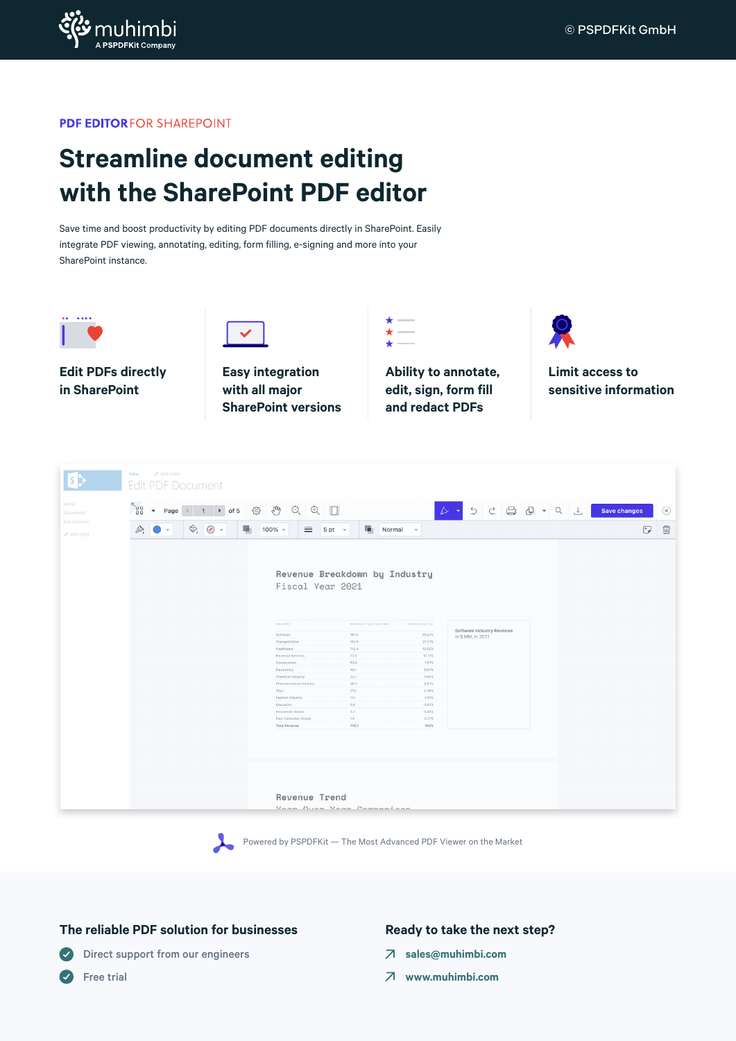muhimbi
A PSPDFKit Company

© PSPDFKit GmbH

**PDF EDITOR** FOR SHAREPOINT

# Streamline document editing with the SharePoint PDF editor

Save time and boost productivity by editing PDF documents directly in SharePoint. Easily integrate PDF viewing, annotating, editing, form filling, e-signing and more into your SharePoint instance.

**Edit PDFs directly in SharePoint**

**Easy integration with all major SharePoint versions**

**Ability to annotate, edit, sign, form fill and redact PDFs**

**Limit access to sensitive information**

Powered by PSPDFKit — The Most Advanced PDF Viewer on the Market

## The reliable PDF solution for businesses

- Direct support from our engineers
- Free trial

## Ready to take the next step?

- sales@muhimbi.com
- www.muhimbi.com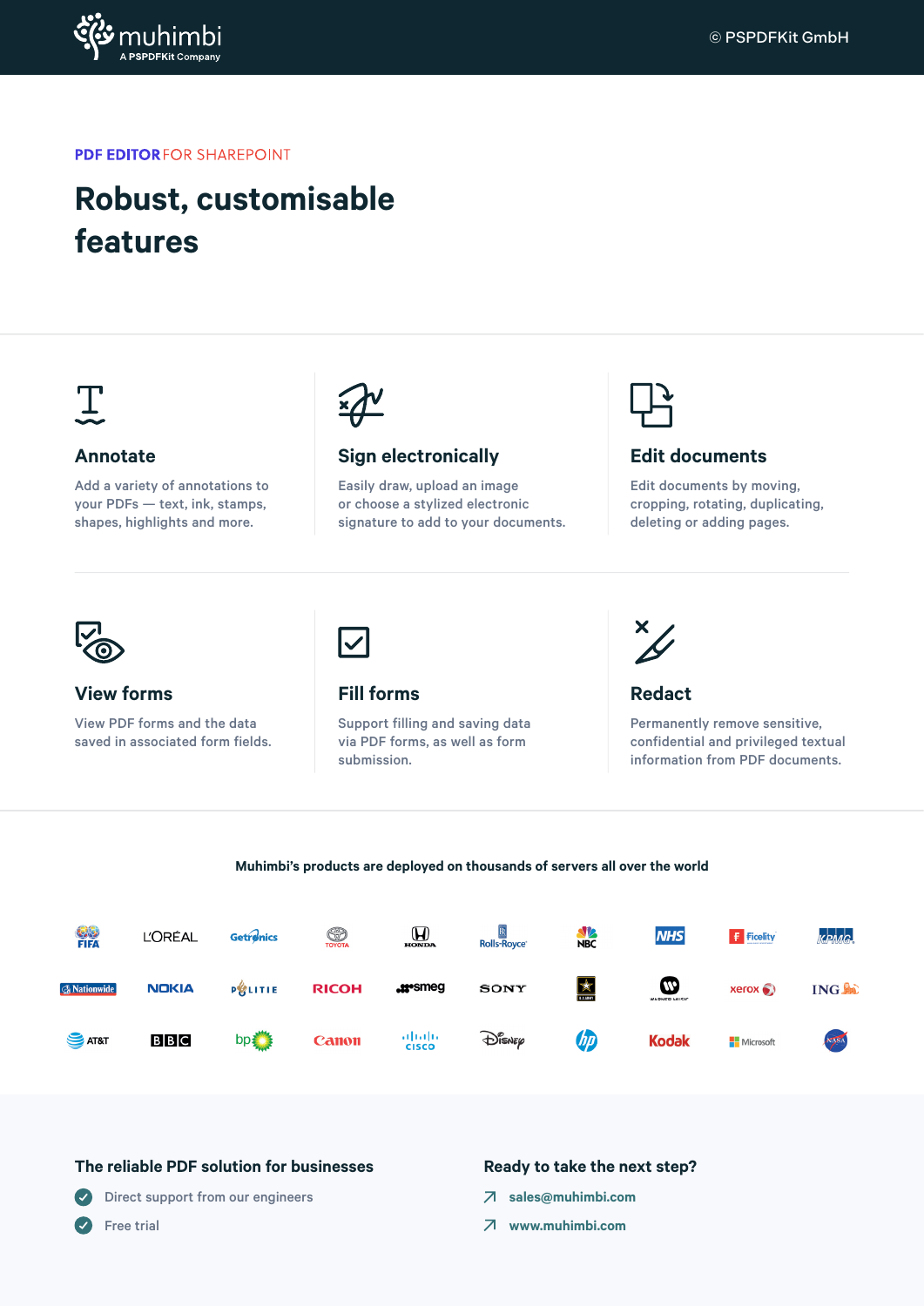PDF EDITOR FOR SHAREPOINT

# Robust, customisable features

### Annotate

Add a variety of annotations to your PDFs — text, ink, stamps, shapes, highlights and more.

### Sign electronically

Easily draw, upload an image or choose a stylized electronic signature to add to your documents.

### Edit documents

Edit documents by moving, cropping, rotating, duplicating, deleting or adding pages.

### View forms

View PDF forms and the data saved in associated form fields.

### Fill forms

Support filling and saving data via PDF forms, as well as form submission.

### Redact

Permanently remove sensitive, confidential and privileged textual information from PDF documents.

**Muhimbi's products are deployed on thousands of servers all over the world**

### The reliable PDF solution for businesses

- Direct support from our engineers
- Free trial

### Ready to take the next step?

- sales@muhimbi.com
- www.muhimbi.com